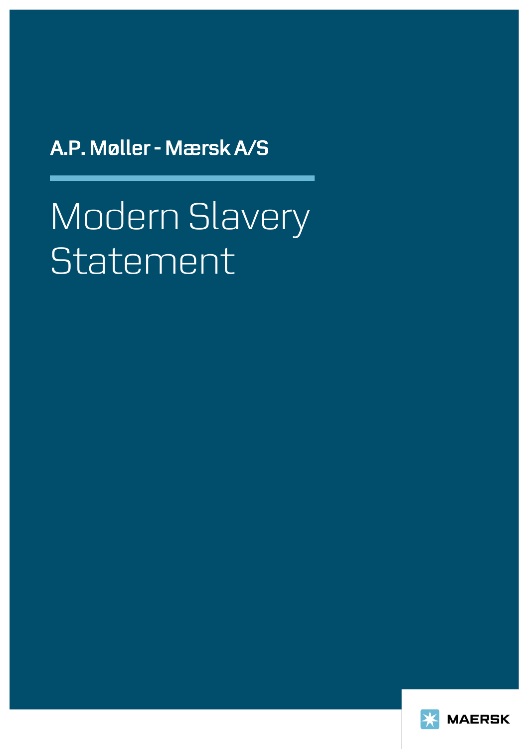A.P. Møller - Mærsk A/S

# Modern Slavery Statement

MAERSK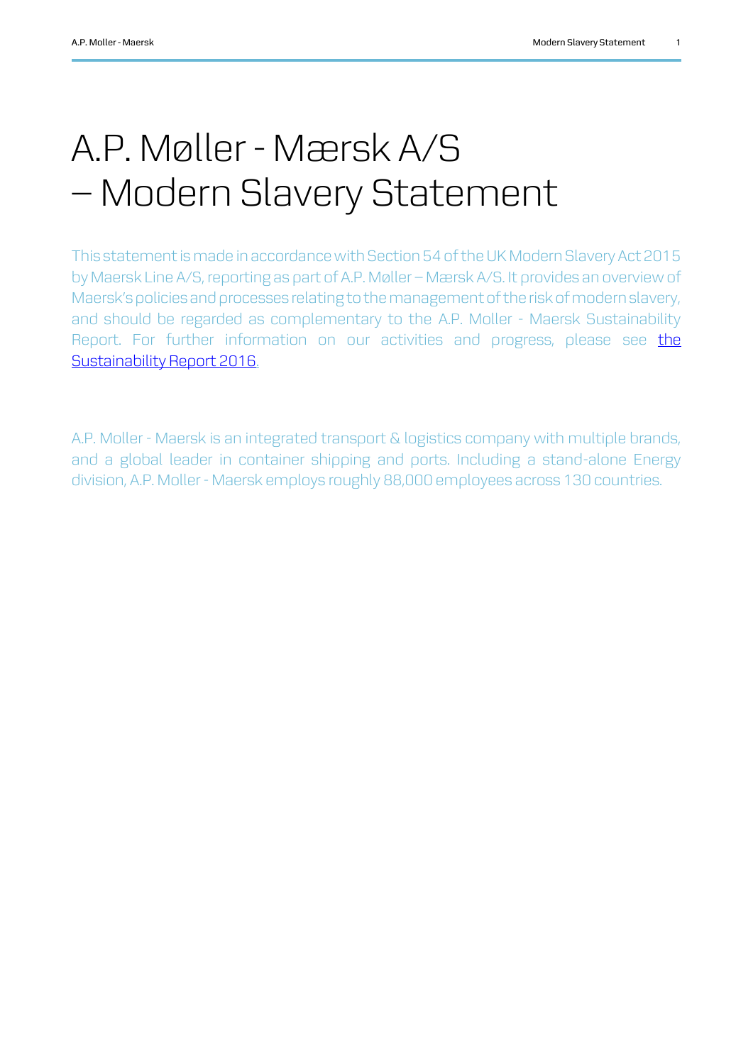# A.P. Møller - Mærsk A/S – Modern Slavery Statement

This statement is made in accordance with Section 54 of the UK Modern Slavery Act 2015 by Maersk Line A/S, reporting as part of A.P. Møller – Mærsk A/S. It provides an overview of Maersk's policies and processes relating to the management of the risk of modern slavery, and should be regarded as complementary to the A.P. Moller - Maersk Sustainability Report. For further information on our activities and progress, please see [the Sustainability Report 2016](#).

A.P. Moller - Maersk is an integrated transport & logistics company with multiple brands, and a global leader in container shipping and ports. Including a stand-alone Energy division, A.P. Moller - Maersk employs roughly 88,000 employees across 130 countries.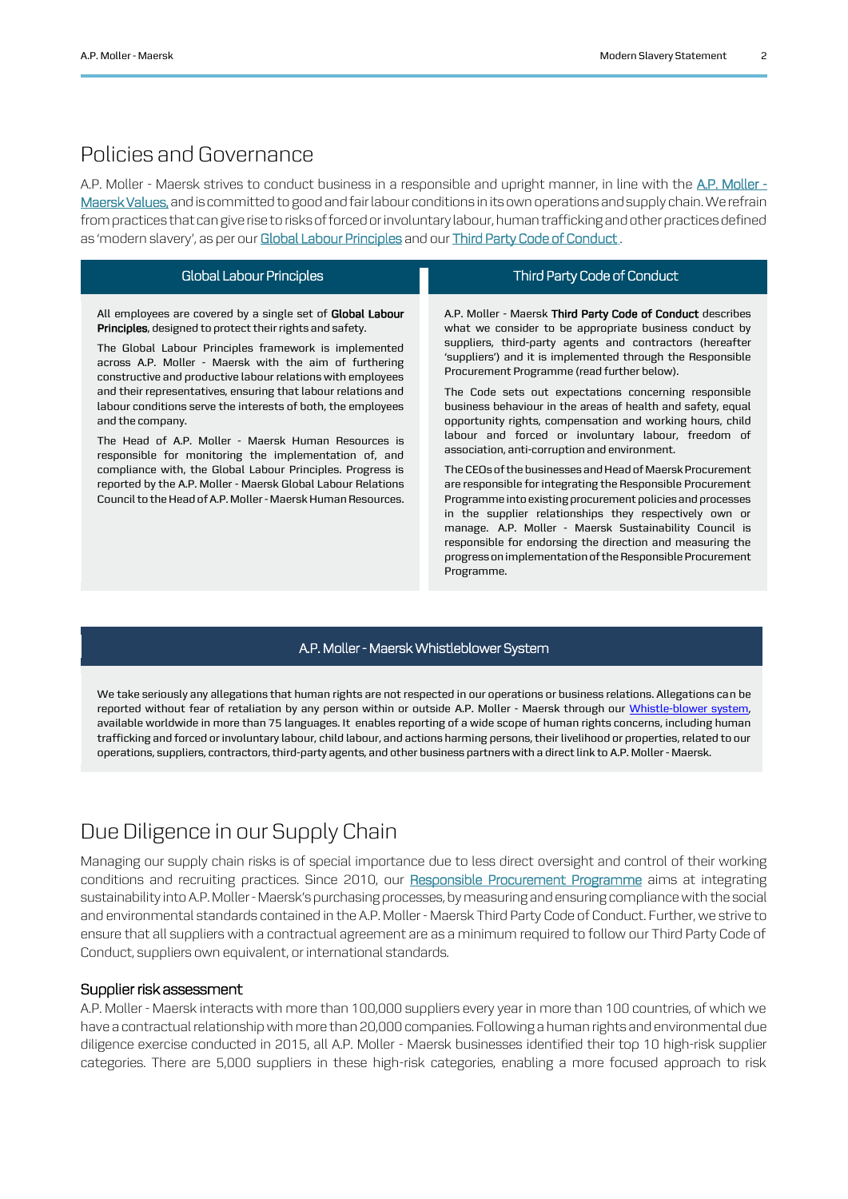## Policies and Governance

A.P. Moller - Maersk strives to conduct business in a responsible and upright manner, in line with the A.P. Moller - Maersk Values, and is committed to good and fair labour conditions in its own operations and supply chain. We refrain from practices that can give rise to risks of forced or involuntary labour, human trafficking and other practices defined as 'modern slavery', as per our Global Labour Principles and our Third Party Code of Conduct.

### Global Labour Principles

All employees are covered by a single set of **Global Labour Principles**, designed to protect their rights and safety.

The Global Labour Principles framework is implemented across A.P. Moller - Maersk with the aim of furthering constructive and productive labour relations with employees and their representatives, ensuring that labour relations and labour conditions serve the interests of both, the employees and the company.

The Head of A.P. Moller - Maersk Human Resources is responsible for monitoring the implementation of, and compliance with, the Global Labour Principles. Progress is reported by the A.P. Moller - Maersk Global Labour Relations Council to the Head of A.P. Moller - Maersk Human Resources.

### Third Party Code of Conduct

A.P. Moller - Maersk **Third Party Code of Conduct** describes what we consider to be appropriate business conduct by suppliers, third-party agents and contractors (hereafter 'suppliers') and it is implemented through the Responsible Procurement Programme (read further below).

The Code sets out expectations concerning responsible business behaviour in the areas of health and safety, equal opportunity rights, compensation and working hours, child labour and forced or involuntary labour, freedom of association, anti-corruption and environment.

The CEOs of the businesses and Head of Maersk Procurement are responsible for integrating the Responsible Procurement Programme into existing procurement policies and processes in the supplier relationships they respectively own or manage. A.P. Moller - Maersk Sustainability Council is responsible for endorsing the direction and measuring the progress on implementation of the Responsible Procurement Programme.

### A.P. Moller - Maersk Whistleblower System

We take seriously any allegations that human rights are not respected in our operations or business relations. Allegations can be reported without fear of retaliation by any person within or outside A.P. Moller - Maersk through our Whistle-blower system, available worldwide in more than 75 languages. It enables reporting of a wide scope of human rights concerns, including human trafficking and forced or involuntary labour, child labour, and actions harming persons, their livelihood or properties, related to our operations, suppliers, contractors, third-party agents, and other business partners with a direct link to A.P. Moller - Maersk.

## Due Diligence in our Supply Chain

Managing our supply chain risks is of special importance due to less direct oversight and control of their working conditions and recruiting practices. Since 2010, our Responsible Procurement Programme aims at integrating sustainability into A.P. Moller - Maersk's purchasing processes, by measuring and ensuring compliance with the social and environmental standards contained in the A.P. Moller - Maersk Third Party Code of Conduct. Further, we strive to ensure that all suppliers with a contractual agreement are as a minimum required to follow our Third Party Code of Conduct, suppliers own equivalent, or international standards.

### Supplier risk assessment

A.P. Moller - Maersk interacts with more than 100,000 suppliers every year in more than 100 countries, of which we have a contractual relationship with more than 20,000 companies. Following a human rights and environmental due diligence exercise conducted in 2015, all A.P. Moller - Maersk businesses identified their top 10 high-risk supplier categories. There are 5,000 suppliers in these high-risk categories, enabling a more focused approach to risk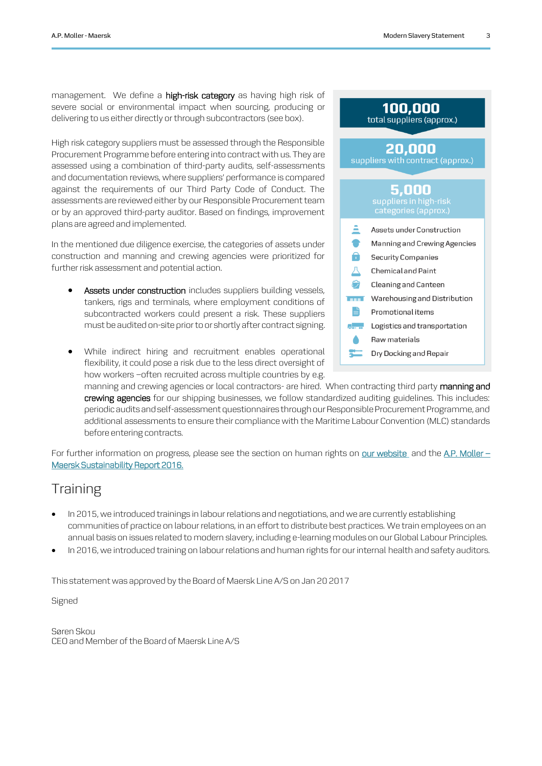management. We define a **high-risk category** as having high risk of severe social or environmental impact when sourcing, producing or delivering to us either directly or through subcontractors (see box).

High risk category suppliers must be assessed through the Responsible Procurement Programme before entering into contract with us. They are assessed using a combination of third-party audits, self-assessments and documentation reviews, where suppliers' performance is compared against the requirements of our Third Party Code of Conduct. The assessments are reviewed either by our Responsible Procurement team or by an approved third-party auditor. Based on findings, improvement plans are agreed and implemented.

In the mentioned due diligence exercise, the categories of assets under construction and manning and crewing agencies were prioritized for further risk assessment and potential action.

- **Assets under construction** includes suppliers building vessels, tankers, rigs and terminals, where employment conditions of subcontracted workers could present a risk. These suppliers must be audited on-site prior to or shortly after contract signing.

- While indirect hiring and recruitment enables operational flexibility, it could pose a risk due to the less direct oversight of how workers –often recruited across multiple countries by e.g. manning and crewing agencies or local contractors- are hired. When contracting third party **manning and crewing agencies** for our shipping businesses, we follow standardized auditing guidelines. This includes: periodic audits and self-assessment questionnaires through our Responsible Procurement Programme, and additional assessments to ensure their compliance with the Maritime Labour Convention (MLC) standards before entering contracts.

**100,000**
total suppliers (approx.)

**20,000**
suppliers with contract (approx.)

**5,000**
suppliers in high-risk categories (approx.)

- Assets under Construction
- Manning and Crewing Agencies
- Security Companies
- Chemical and Paint
- Cleaning and Canteen
- Warehousing and Distribution
- Promotional items
- Logistics and transportation
- Raw materials
- Dry Docking and Repair

For further information on progress, please see the section on human rights on [our website](#) and the [A.P. Moller – Maersk Sustainability Report 2016.](#)

# Training

- In 2015, we introduced trainings in labour relations and negotiations, and we are currently establishing communities of practice on labour relations, in an effort to distribute best practices. We train employees on an annual basis on issues related to modern slavery, including e-learning modules on our Global Labour Principles.
- In 2016, we introduced training on labour relations and human rights for our internal health and safety auditors.

This statement was approved by the Board of Maersk Line A/S on Jan 20 2017

Signed

Søren Skou
CEO and Member of the Board of Maersk Line A/S